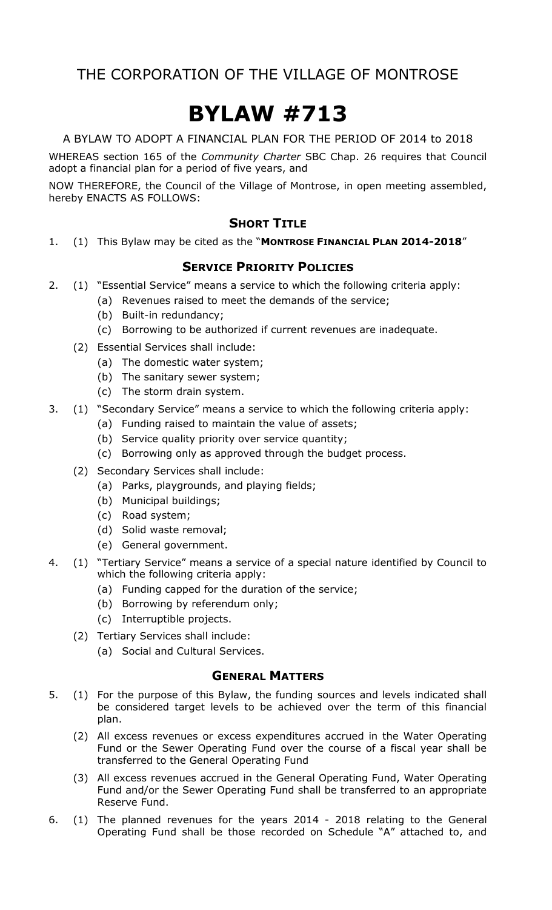# THE CORPORATION OF THE VILLAGE OF MONTROSE

# BYLAW #713

A BYLAW TO ADOPT A FINANCIAL PLAN FOR THE PERIOD OF 2014 to 2018

WHEREAS section 165 of the *Community Charter* SBC Chap. 26 requires that Council adopt a financial plan for a period of five years, and

NOW THEREFORE, the Council of the Village of Montrose, in open meeting assembled, hereby ENACTS AS FOLLOWS:

## SHORT TITLE

1. (1) This Bylaw may be cited as the "**MONTROSE FINANCIAL PLAN 2014-2018**"

## SERVICE PRIORITY POLICIES

2. (1) "Essential Service" means a service to which the following criteria apply:
   - (a) Revenues raised to meet the demands of the service;
   - (b) Built-in redundancy;
   - (c) Borrowing to be authorized if current revenues are inadequate.

   (2) Essential Services shall include:
   - (a) The domestic water system;
   - (b) The sanitary sewer system;
   - (c) The storm drain system.

3. (1) "Secondary Service" means a service to which the following criteria apply:
   - (a) Funding raised to maintain the value of assets;
   - (b) Service quality priority over service quantity;
   - (c) Borrowing only as approved through the budget process.

   (2) Secondary Services shall include:
   - (a) Parks, playgrounds, and playing fields;
   - (b) Municipal buildings;
   - (c) Road system;
   - (d) Solid waste removal;
   - (e) General government.

4. (1) "Tertiary Service" means a service of a special nature identified by Council to which the following criteria apply:
   - (a) Funding capped for the duration of the service;
   - (b) Borrowing by referendum only;
   - (c) Interruptible projects.

   (2) Tertiary Services shall include:
   - (a) Social and Cultural Services.

## GENERAL MATTERS

5. (1) For the purpose of this Bylaw, the funding sources and levels indicated shall be considered target levels to be achieved over the term of this financial plan.

   (2) All excess revenues or excess expenditures accrued in the Water Operating Fund or the Sewer Operating Fund over the course of a fiscal year shall be transferred to the General Operating Fund

   (3) All excess revenues accrued in the General Operating Fund, Water Operating Fund and/or the Sewer Operating Fund shall be transferred to an appropriate Reserve Fund.

6. (1) The planned revenues for the years 2014 - 2018 relating to the General Operating Fund shall be those recorded on Schedule "A" attached to, and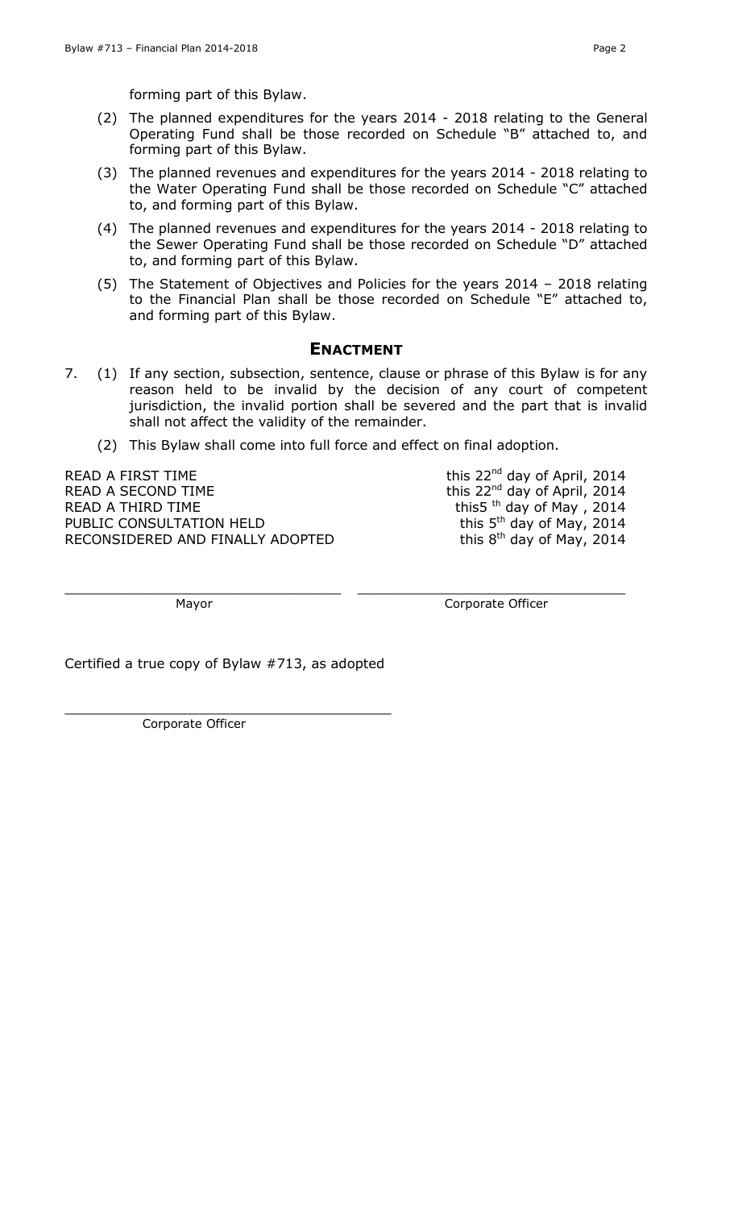forming part of this Bylaw.

(2) The planned expenditures for the years 2014 - 2018 relating to the General Operating Fund shall be those recorded on Schedule "B" attached to, and forming part of this Bylaw.

(3) The planned revenues and expenditures for the years 2014 - 2018 relating to the Water Operating Fund shall be those recorded on Schedule "C" attached to, and forming part of this Bylaw.

(4) The planned revenues and expenditures for the years 2014 - 2018 relating to the Sewer Operating Fund shall be those recorded on Schedule "D" attached to, and forming part of this Bylaw.

(5) The Statement of Objectives and Policies for the years 2014 – 2018 relating to the Financial Plan shall be those recorded on Schedule "E" attached to, and forming part of this Bylaw.

## ENACTMENT

7. (1) If any section, subsection, sentence, clause or phrase of this Bylaw is for any reason held to be invalid by the decision of any court of competent jurisdiction, the invalid portion shall be severed and the part that is invalid shall not affect the validity of the remainder.

   (2) This Bylaw shall come into full force and effect on final adoption.

| | |
|---|---|
| READ A FIRST TIME | this 22nd day of April, 2014 |
| READ A SECOND TIME | this 22nd day of April, 2014 |
| READ A THIRD TIME | this5 th day of May , 2014 |
| PUBLIC CONSULTATION HELD | this 5th day of May, 2014 |
| RECONSIDERED AND FINALLY ADOPTED | this 8th day of May, 2014 |

\_\_\_\_\_\_\_\_\_\_\_\_\_\_\_\_\_\_\_\_\_\_\_\_\_\_\_\_\_\_\_\_ \_\_\_\_\_\_\_\_\_\_\_\_\_\_\_\_\_\_\_\_\_\_\_\_\_\_\_\_\_\_\_\_

Mayor Corporate Officer

Certified a true copy of Bylaw #713, as adopted

\_\_\_\_\_\_\_\_\_\_\_\_\_\_\_\_\_\_\_\_\_\_\_\_\_\_\_\_\_\_\_\_\_\_\_\_\_\_

Corporate Officer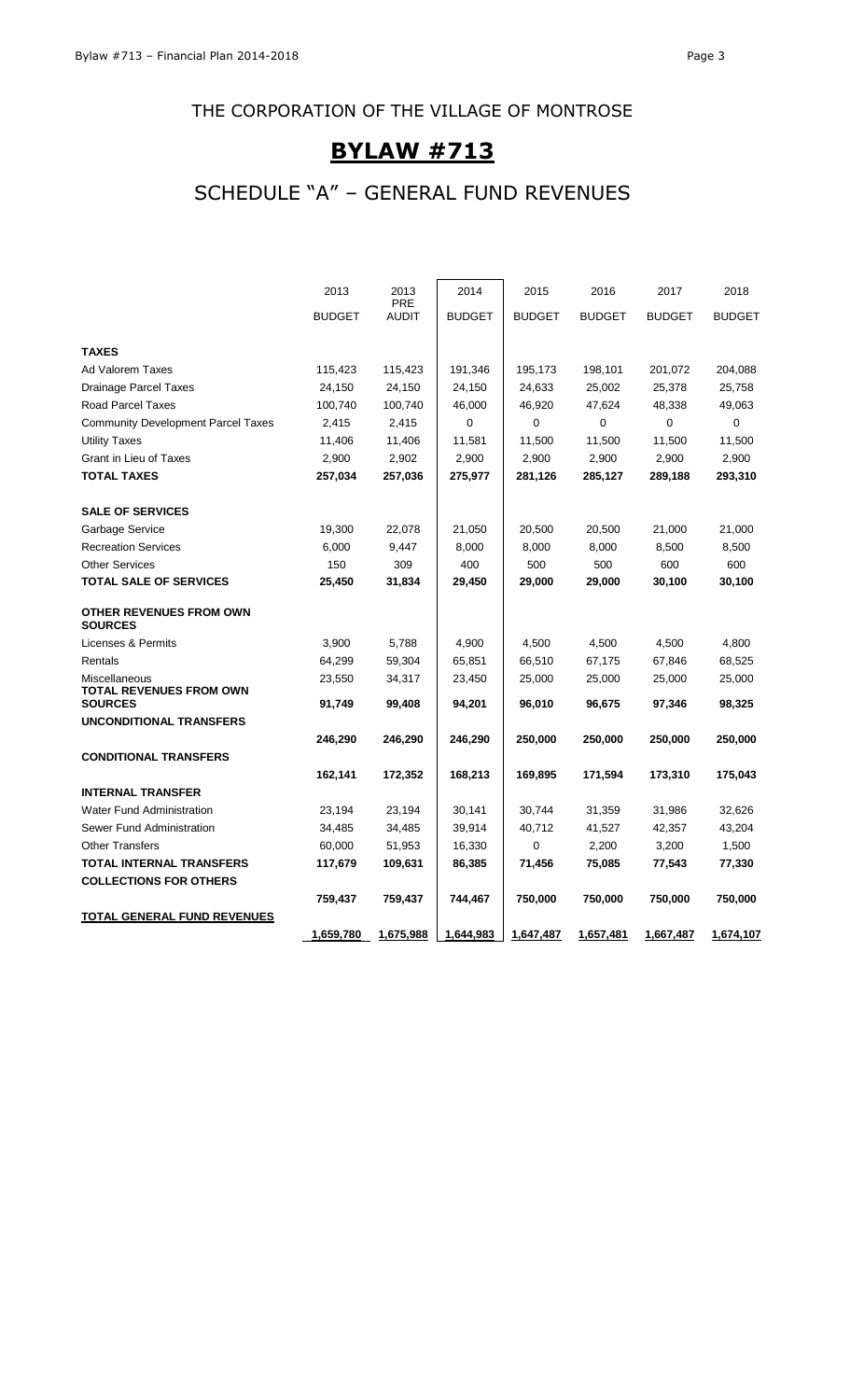## THE CORPORATION OF THE VILLAGE OF MONTROSE

# BYLAW #713

## SCHEDULE "A" – GENERAL FUND REVENUES

| | 2013 BUDGET | 2013 PRE AUDIT | 2014 BUDGET | 2015 BUDGET | 2016 BUDGET | 2017 BUDGET | 2018 BUDGET |
|---|---|---|---|---|---|---|---|
| **TAXES** | | | | | | | |
| Ad Valorem Taxes | 115,423 | 115,423 | 191,346 | 195,173 | 198,101 | 201,072 | 204,088 |
| Drainage Parcel Taxes | 24,150 | 24,150 | 24,150 | 24,633 | 25,002 | 25,378 | 25,758 |
| Road Parcel Taxes | 100,740 | 100,740 | 46,000 | 46,920 | 47,624 | 48,338 | 49,063 |
| Community Development Parcel Taxes | 2,415 | 2,415 | 0 | 0 | 0 | 0 | 0 |
| Utility Taxes | 11,406 | 11,406 | 11,581 | 11,500 | 11,500 | 11,500 | 11,500 |
| Grant in Lieu of Taxes | 2,900 | 2,902 | 2,900 | 2,900 | 2,900 | 2,900 | 2,900 |
| **TOTAL TAXES** | **257,034** | **257,036** | **275,977** | **281,126** | **285,127** | **289,188** | **293,310** |
| **SALE OF SERVICES** | | | | | | | |
| Garbage Service | 19,300 | 22,078 | 21,050 | 20,500 | 20,500 | 21,000 | 21,000 |
| Recreation Services | 6,000 | 9,447 | 8,000 | 8,000 | 8,000 | 8,500 | 8,500 |
| Other Services | 150 | 309 | 400 | 500 | 500 | 600 | 600 |
| **TOTAL SALE OF SERVICES** | **25,450** | **31,834** | **29,450** | **29,000** | **29,000** | **30,100** | **30,100** |
| **OTHER REVENUES FROM OWN SOURCES** | | | | | | | |
| Licenses & Permits | 3,900 | 5,788 | 4,900 | 4,500 | 4,500 | 4,500 | 4,800 |
| Rentals | 64,299 | 59,304 | 65,851 | 66,510 | 67,175 | 67,846 | 68,525 |
| Miscellaneous | 23,550 | 34,317 | 23,450 | 25,000 | 25,000 | 25,000 | 25,000 |
| **TOTAL REVENUES FROM OWN SOURCES** | **91,749** | **99,408** | **94,201** | **96,010** | **96,675** | **97,346** | **98,325** |
| **UNCONDITIONAL TRANSFERS** | **246,290** | **246,290** | **246,290** | **250,000** | **250,000** | **250,000** | **250,000** |
| **CONDITIONAL TRANSFERS** | **162,141** | **172,352** | **168,213** | **169,895** | **171,594** | **173,310** | **175,043** |
| **INTERNAL TRANSFER** | | | | | | | |
| Water Fund Administration | 23,194 | 23,194 | 30,141 | 30,744 | 31,359 | 31,986 | 32,626 |
| Sewer Fund Administration | 34,485 | 34,485 | 39,914 | 40,712 | 41,527 | 42,357 | 43,204 |
| Other Transfers | 60,000 | 51,953 | 16,330 | 0 | 2,200 | 3,200 | 1,500 |
| **TOTAL INTERNAL TRANSFERS** | **117,679** | **109,631** | **86,385** | **71,456** | **75,085** | **77,543** | **77,330** |
| **COLLECTIONS FOR OTHERS** | **759,437** | **759,437** | **744,467** | **750,000** | **750,000** | **750,000** | **750,000** |
| **TOTAL GENERAL FUND REVENUES** | **1,659,780** | **1,675,988** | **1,644,983** | **1,647,487** | **1,657,481** | **1,667,487** | **1,674,107** |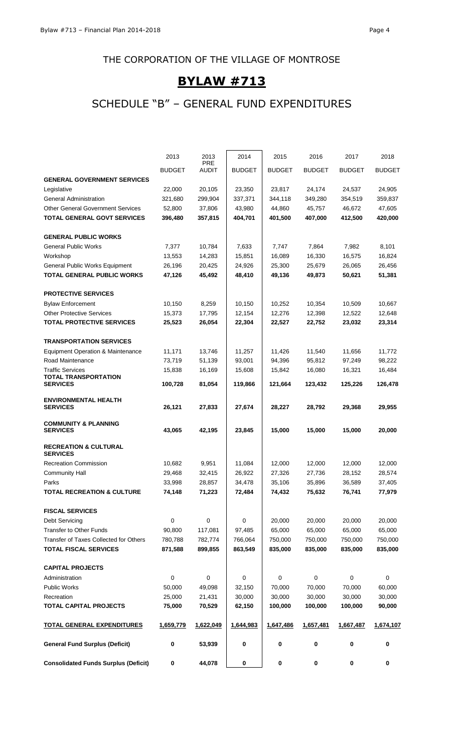# THE CORPORATION OF THE VILLAGE OF MONTROSE

## BYLAW #713

## SCHEDULE "B" – GENERAL FUND EXPENDITURES

| | 2013 BUDGET | 2013 PRE AUDIT | 2014 BUDGET | 2015 BUDGET | 2016 BUDGET | 2017 BUDGET | 2018 BUDGET |
|---|---|---|---|---|---|---|---|
| **GENERAL GOVERNMENT SERVICES** | | | | | | | |
| Legislative | 22,000 | 20,105 | 23,350 | 23,817 | 24,174 | 24,537 | 24,905 |
| General Administration | 321,680 | 299,904 | 337,371 | 344,118 | 349,280 | 354,519 | 359,837 |
| Other General Government Services | 52,800 | 37,806 | 43,980 | 44,860 | 45,757 | 46,672 | 47,605 |
| **TOTAL GENERAL GOVT SERVICES** | **396,480** | **357,815** | **404,701** | **401,500** | **407,000** | **412,500** | **420,000** |
| | | | | | | | |
| **GENERAL PUBLIC WORKS** | | | | | | | |
| General Public Works | 7,377 | 10,784 | 7,633 | 7,747 | 7,864 | 7,982 | 8,101 |
| Workshop | 13,553 | 14,283 | 15,851 | 16,089 | 16,330 | 16,575 | 16,824 |
| General Public Works Equipment | 26,196 | 20,425 | 24,926 | 25,300 | 25,679 | 26,065 | 26,456 |
| **TOTAL GENERAL PUBLIC WORKS** | **47,126** | **45,492** | **48,410** | **49,136** | **49,873** | **50,621** | **51,381** |
| | | | | | | | |
| **PROTECTIVE SERVICES** | | | | | | | |
| Bylaw Enforcement | 10,150 | 8,259 | 10,150 | 10,252 | 10,354 | 10,509 | 10,667 |
| Other Protective Services | 15,373 | 17,795 | 12,154 | 12,276 | 12,398 | 12,522 | 12,648 |
| **TOTAL PROTECTIVE SERVICES** | **25,523** | **26,054** | **22,304** | **22,527** | **22,752** | **23,032** | **23,314** |
| | | | | | | | |
| **TRANSPORTATION SERVICES** | | | | | | | |
| Equipment Operation & Maintenance | 11,171 | 13,746 | 11,257 | 11,426 | 11,540 | 11,656 | 11,772 |
| Road Maintenance | 73,719 | 51,139 | 93,001 | 94,396 | 95,812 | 97,249 | 98,222 |
| Traffic Services | 15,838 | 16,169 | 15,608 | 15,842 | 16,080 | 16,321 | 16,484 |
| **TOTAL TRANSPORTATION SERVICES** | **100,728** | **81,054** | **119,866** | **121,664** | **123,432** | **125,226** | **126,478** |
| | | | | | | | |
| **ENVIRONMENTAL HEALTH SERVICES** | **26,121** | **27,833** | **27,674** | **28,227** | **28,792** | **29,368** | **29,955** |
| | | | | | | | |
| **COMMUNITY & PLANNING SERVICES** | **43,065** | **42,195** | **23,845** | **15,000** | **15,000** | **15,000** | **20,000** |
| | | | | | | | |
| **RECREATION & CULTURAL SERVICES** | | | | | | | |
| Recreation Commission | 10,682 | 9,951 | 11,084 | 12,000 | 12,000 | 12,000 | 12,000 |
| Community Hall | 29,468 | 32,415 | 26,922 | 27,326 | 27,736 | 28,152 | 28,574 |
| Parks | 33,998 | 28,857 | 34,478 | 35,106 | 35,896 | 36,589 | 37,405 |
| **TOTAL RECREATION & CULTURE** | **74,148** | **71,223** | **72,484** | **74,432** | **75,632** | **76,741** | **77,979** |
| | | | | | | | |
| **FISCAL SERVICES** | | | | | | | |
| Debt Servicing | 0 | 0 | 0 | 20,000 | 20,000 | 20,000 | 20,000 |
| Transfer to Other Funds | 90,800 | 117,081 | 97,485 | 65,000 | 65,000 | 65,000 | 65,000 |
| Transfer of Taxes Collected for Others | 780,788 | 782,774 | 766,064 | 750,000 | 750,000 | 750,000 | 750,000 |
| **TOTAL FISCAL SERVICES** | **871,588** | **899,855** | **863,549** | **835,000** | **835,000** | **835,000** | **835,000** |
| | | | | | | | |
| **CAPITAL PROJECTS** | | | | | | | |
| Administration | 0 | 0 | 0 | 0 | 0 | 0 | 0 |
| Public Works | 50,000 | 49,098 | 32,150 | 70,000 | 70,000 | 70,000 | 60,000 |
| Recreation | 25,000 | 21,431 | 30,000 | 30,000 | 30,000 | 30,000 | 30,000 |
| **TOTAL CAPITAL PROJECTS** | **75,000** | **70,529** | **62,150** | **100,000** | **100,000** | **100,000** | **90,000** |
| | | | | | | | |
| **TOTAL GENERAL EXPENDITURES** | **1,659,779** | **1,622,049** | **1,644,983** | **1,647,486** | **1,657,481** | **1,667,487** | **1,674,107** |
| | | | | | | | |
| **General Fund Surplus (Deficit)** | **0** | **53,939** | **0** | **0** | **0** | **0** | **0** |
| | | | | | | | |
| **Consolidated Funds Surplus (Deficit)** | **0** | **44,078** | **0** | **0** | **0** | **0** | **0** |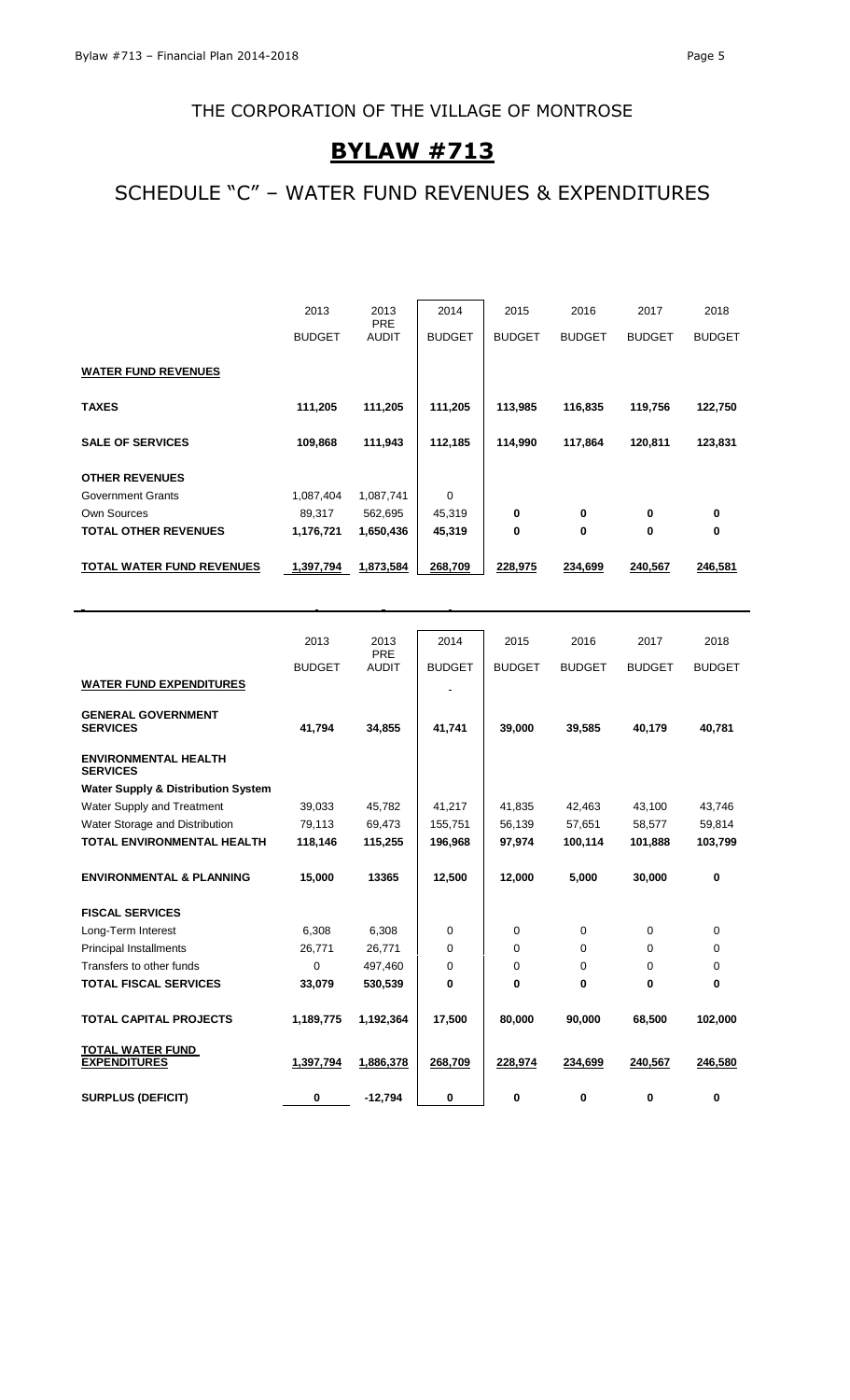THE CORPORATION OF THE VILLAGE OF MONTROSE

# BYLAW #713

## SCHEDULE "C" – WATER FUND REVENUES & EXPENDITURES

| | 2013 BUDGET | 2013 PRE AUDIT | 2014 BUDGET | 2015 BUDGET | 2016 BUDGET | 2017 BUDGET | 2018 BUDGET |
|---|---|---|---|---|---|---|---|
| **WATER FUND REVENUES** | | | | | | | |
| **TAXES** | **111,205** | **111,205** | **111,205** | **113,985** | **116,835** | **119,756** | **122,750** |
| **SALE OF SERVICES** | **109,868** | **111,943** | **112,185** | **114,990** | **117,864** | **120,811** | **123,831** |
| **OTHER REVENUES** | | | | | | | |
| Government Grants | 1,087,404 | 1,087,741 | 0 | | | | |
| Own Sources | 89,317 | 562,695 | 45,319 | **0** | **0** | **0** | **0** |
| **TOTAL OTHER REVENUES** | **1,176,721** | **1,650,436** | **45,319** | **0** | **0** | **0** | **0** |
| **TOTAL WATER FUND REVENUES** | **1,397,794** | **1,873,584** | **268,709** | **228,975** | **234,699** | **240,567** | **246,581** |

| | 2013 BUDGET | 2013 PRE AUDIT | 2014 BUDGET | 2015 BUDGET | 2016 BUDGET | 2017 BUDGET | 2018 BUDGET |
|---|---|---|---|---|---|---|---|
| **WATER FUND EXPENDITURES** | | | | | | | |
| **GENERAL GOVERNMENT SERVICES** | **41,794** | **34,855** | **41,741** | **39,000** | **39,585** | **40,179** | **40,781** |
| **ENVIRONMENTAL HEALTH SERVICES** | | | | | | | |
| **Water Supply & Distribution System** | | | | | | | |
| Water Supply and Treatment | 39,033 | 45,782 | 41,217 | 41,835 | 42,463 | 43,100 | 43,746 |
| Water Storage and Distribution | 79,113 | 69,473 | 155,751 | 56,139 | 57,651 | 58,577 | 59,814 |
| **TOTAL ENVIRONMENTAL HEALTH** | **118,146** | **115,255** | **196,968** | **97,974** | **100,114** | **101,888** | **103,799** |
| **ENVIRONMENTAL & PLANNING** | **15,000** | **13365** | **12,500** | **12,000** | **5,000** | **30,000** | **0** |
| **FISCAL SERVICES** | | | | | | | |
| Long-Term Interest | 6,308 | 6,308 | 0 | 0 | 0 | 0 | 0 |
| Principal Installments | 26,771 | 26,771 | 0 | 0 | 0 | 0 | 0 |
| Transfers to other funds | 0 | 497,460 | 0 | 0 | 0 | 0 | 0 |
| **TOTAL FISCAL SERVICES** | **33,079** | **530,539** | **0** | **0** | **0** | **0** | **0** |
| **TOTAL CAPITAL PROJECTS** | **1,189,775** | **1,192,364** | **17,500** | **80,000** | **90,000** | **68,500** | **102,000** |
| **TOTAL WATER FUND EXPENDITURES** | **1,397,794** | **1,886,378** | **268,709** | **228,974** | **234,699** | **240,567** | **246,580** |
| **SURPLUS (DEFICIT)** | **0** | **-12,794** | **0** | **0** | **0** | **0** | **0** |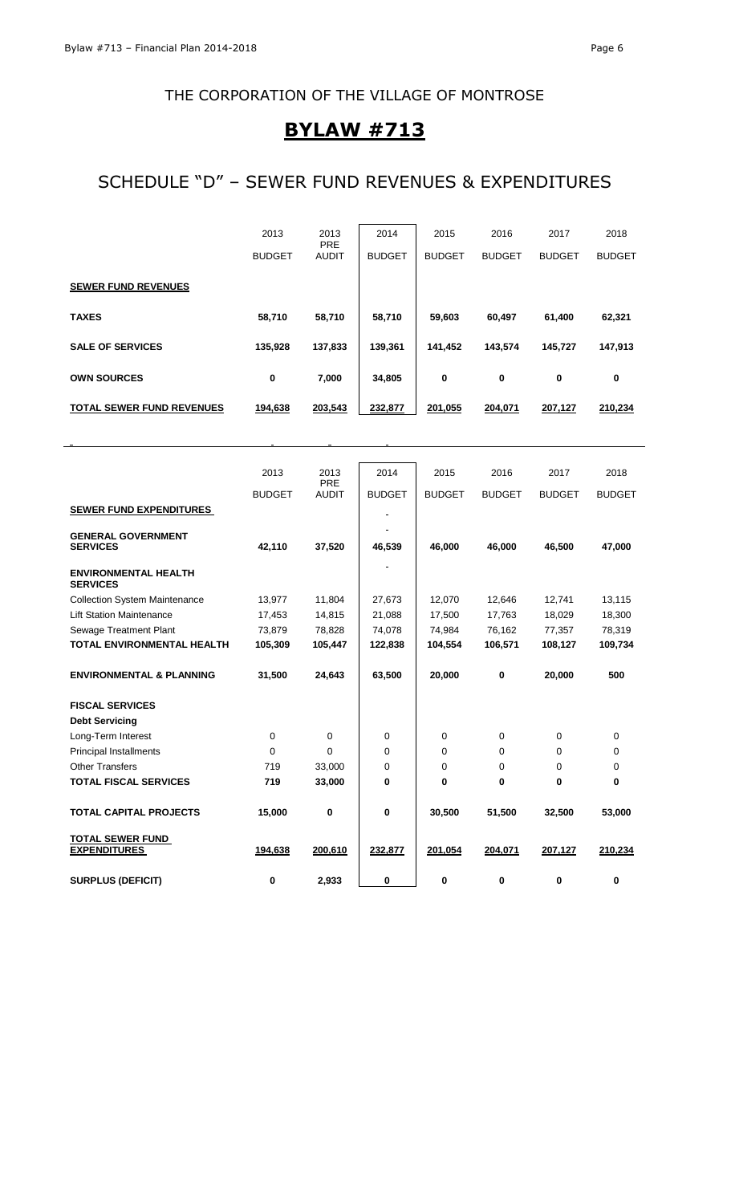## THE CORPORATION OF THE VILLAGE OF MONTROSE

# BYLAW #713

## SCHEDULE "D" – SEWER FUND REVENUES & EXPENDITURES

| | 2013 BUDGET | 2013 PRE AUDIT | 2014 BUDGET | 2015 BUDGET | 2016 BUDGET | 2017 BUDGET | 2018 BUDGET |
|---|---|---|---|---|---|---|---|
| **SEWER FUND REVENUES** | | | | | | | |
| **TAXES** | **58,710** | **58,710** | **58,710** | **59,603** | **60,497** | **61,400** | **62,321** |
| **SALE OF SERVICES** | **135,928** | **137,833** | **139,361** | **141,452** | **143,574** | **145,727** | **147,913** |
| **OWN SOURCES** | **0** | **7,000** | **34,805** | **0** | **0** | **0** | **0** |
| **TOTAL SEWER FUND REVENUES** | **194,638** | **203,543** | **232,877** | **201,055** | **204,071** | **207,127** | **210,234** |

| | 2013 BUDGET | 2013 PRE AUDIT | 2014 BUDGET | 2015 BUDGET | 2016 BUDGET | 2017 BUDGET | 2018 BUDGET |
|---|---|---|---|---|---|---|---|
| **SEWER FUND EXPENDITURES** | | | - | | | | |
| **GENERAL GOVERNMENT SERVICES** | **42,110** | **37,520** | **46,539** | **46,000** | **46,000** | **46,500** | **47,000** |
| **ENVIRONMENTAL HEALTH SERVICES** | | | - | | | | |
| Collection System Maintenance | 13,977 | 11,804 | 27,673 | 12,070 | 12,646 | 12,741 | 13,115 |
| Lift Station Maintenance | 17,453 | 14,815 | 21,088 | 17,500 | 17,763 | 18,029 | 18,300 |
| Sewage Treatment Plant | 73,879 | 78,828 | 74,078 | 74,984 | 76,162 | 77,357 | 78,319 |
| **TOTAL ENVIRONMENTAL HEALTH** | **105,309** | **105,447** | **122,838** | **104,554** | **106,571** | **108,127** | **109,734** |
| **ENVIRONMENTAL & PLANNING** | **31,500** | **24,643** | **63,500** | **20,000** | **0** | **20,000** | **500** |
| **FISCAL SERVICES** | | | | | | | |
| **Debt Servicing** | | | | | | | |
| Long-Term Interest | 0 | 0 | 0 | 0 | 0 | 0 | 0 |
| Principal Installments | 0 | 0 | 0 | 0 | 0 | 0 | 0 |
| Other Transfers | 719 | 33,000 | 0 | 0 | 0 | 0 | 0 |
| **TOTAL FISCAL SERVICES** | **719** | **33,000** | **0** | **0** | **0** | **0** | **0** |
| **TOTAL CAPITAL PROJECTS** | **15,000** | **0** | **0** | **30,500** | **51,500** | **32,500** | **53,000** |
| **TOTAL SEWER FUND EXPENDITURES** | **194,638** | **200,610** | **232,877** | **201,054** | **204,071** | **207,127** | **210,234** |
| **SURPLUS (DEFICIT)** | **0** | **2,933** | **0** | **0** | **0** | **0** | **0** |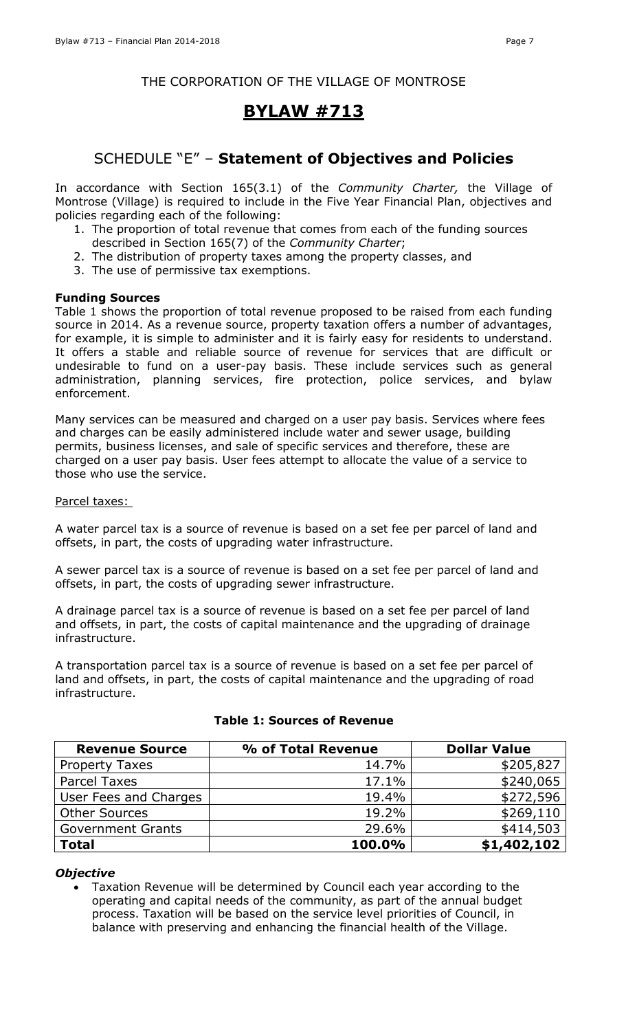THE CORPORATION OF THE VILLAGE OF MONTROSE

# BYLAW #713

## SCHEDULE "E" – **Statement of Objectives and Policies**

In accordance with Section 165(3.1) of the *Community Charter,* the Village of Montrose (Village) is required to include in the Five Year Financial Plan, objectives and policies regarding each of the following:

1. The proportion of total revenue that comes from each of the funding sources described in Section 165(7) of the *Community Charter*;
2. The distribution of property taxes among the property classes, and
3. The use of permissive tax exemptions.

**Funding Sources**

Table 1 shows the proportion of total revenue proposed to be raised from each funding source in 2014. As a revenue source, property taxation offers a number of advantages, for example, it is simple to administer and it is fairly easy for residents to understand. It offers a stable and reliable source of revenue for services that are difficult or undesirable to fund on a user-pay basis. These include services such as general administration, planning services, fire protection, police services, and bylaw enforcement.

Many services can be measured and charged on a user pay basis. Services where fees and charges can be easily administered include water and sewer usage, building permits, business licenses, and sale of specific services and therefore, these are charged on a user pay basis. User fees attempt to allocate the value of a service to those who use the service.

Parcel taxes:

A water parcel tax is a source of revenue is based on a set fee per parcel of land and offsets, in part, the costs of upgrading water infrastructure.

A sewer parcel tax is a source of revenue is based on a set fee per parcel of land and offsets, in part, the costs of upgrading sewer infrastructure.

A drainage parcel tax is a source of revenue is based on a set fee per parcel of land and offsets, in part, the costs of capital maintenance and the upgrading of drainage infrastructure.

A transportation parcel tax is a source of revenue is based on a set fee per parcel of land and offsets, in part, the costs of capital maintenance and the upgrading of road infrastructure.

**Table 1: Sources of Revenue**

| Revenue Source | % of Total Revenue | Dollar Value |
|---|---:|---:|
| Property Taxes | 14.7% | $205,827 |
| Parcel Taxes | 17.1% | $240,065 |
| User Fees and Charges | 19.4% | $272,596 |
| Other Sources | 19.2% | $269,110 |
| Government Grants | 29.6% | $414,503 |
| **Total** | **100.0%** | **$1,402,102** |

***Objective***

- Taxation Revenue will be determined by Council each year according to the operating and capital needs of the community, as part of the annual budget process. Taxation will be based on the service level priorities of Council, in balance with preserving and enhancing the financial health of the Village.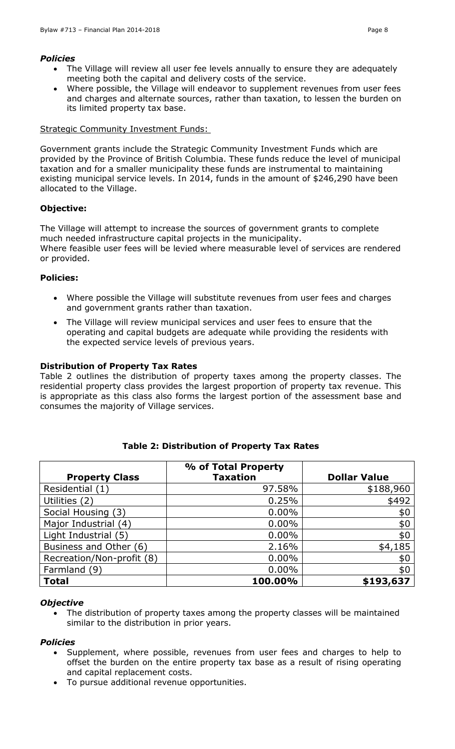### *Policies*

- The Village will review all user fee levels annually to ensure they are adequately meeting both the capital and delivery costs of the service.
- Where possible, the Village will endeavor to supplement revenues from user fees and charges and alternate sources, rather than taxation, to lessen the burden on its limited property tax base.

Strategic Community Investment Funds:

Government grants include the Strategic Community Investment Funds which are provided by the Province of British Columbia. These funds reduce the level of municipal taxation and for a smaller municipality these funds are instrumental to maintaining existing municipal service levels. In 2014, funds in the amount of $246,290 have been allocated to the Village.

### **Objective:**

The Village will attempt to increase the sources of government grants to complete much needed infrastructure capital projects in the municipality.
Where feasible user fees will be levied where measurable level of services are rendered or provided.

### **Policies:**

- Where possible the Village will substitute revenues from user fees and charges and government grants rather than taxation.
- The Village will review municipal services and user fees to ensure that the operating and capital budgets are adequate while providing the residents with the expected service levels of previous years.

### **Distribution of Property Tax Rates**

Table 2 outlines the distribution of property taxes among the property classes. The residential property class provides the largest proportion of property tax revenue. This is appropriate as this class also forms the largest portion of the assessment base and consumes the majority of Village services.

**Table 2: Distribution of Property Tax Rates**

| Property Class | % of Total Property Taxation | Dollar Value |
|---|---:|---:|
| Residential (1) | 97.58% | $188,960 |
| Utilities (2) | 0.25% | $492 |
| Social Housing (3) | 0.00% | $0 |
| Major Industrial (4) | 0.00% | $0 |
| Light Industrial (5) | 0.00% | $0 |
| Business and Other (6) | 2.16% | $4,185 |
| Recreation/Non-profit (8) | 0.00% | $0 |
| Farmland (9) | 0.00% | $0 |
| **Total** | **100.00%** | **$193,637** |

### *Objective*

- The distribution of property taxes among the property classes will be maintained similar to the distribution in prior years.

### *Policies*

- Supplement, where possible, revenues from user fees and charges to help to offset the burden on the entire property tax base as a result of rising operating and capital replacement costs.
- To pursue additional revenue opportunities.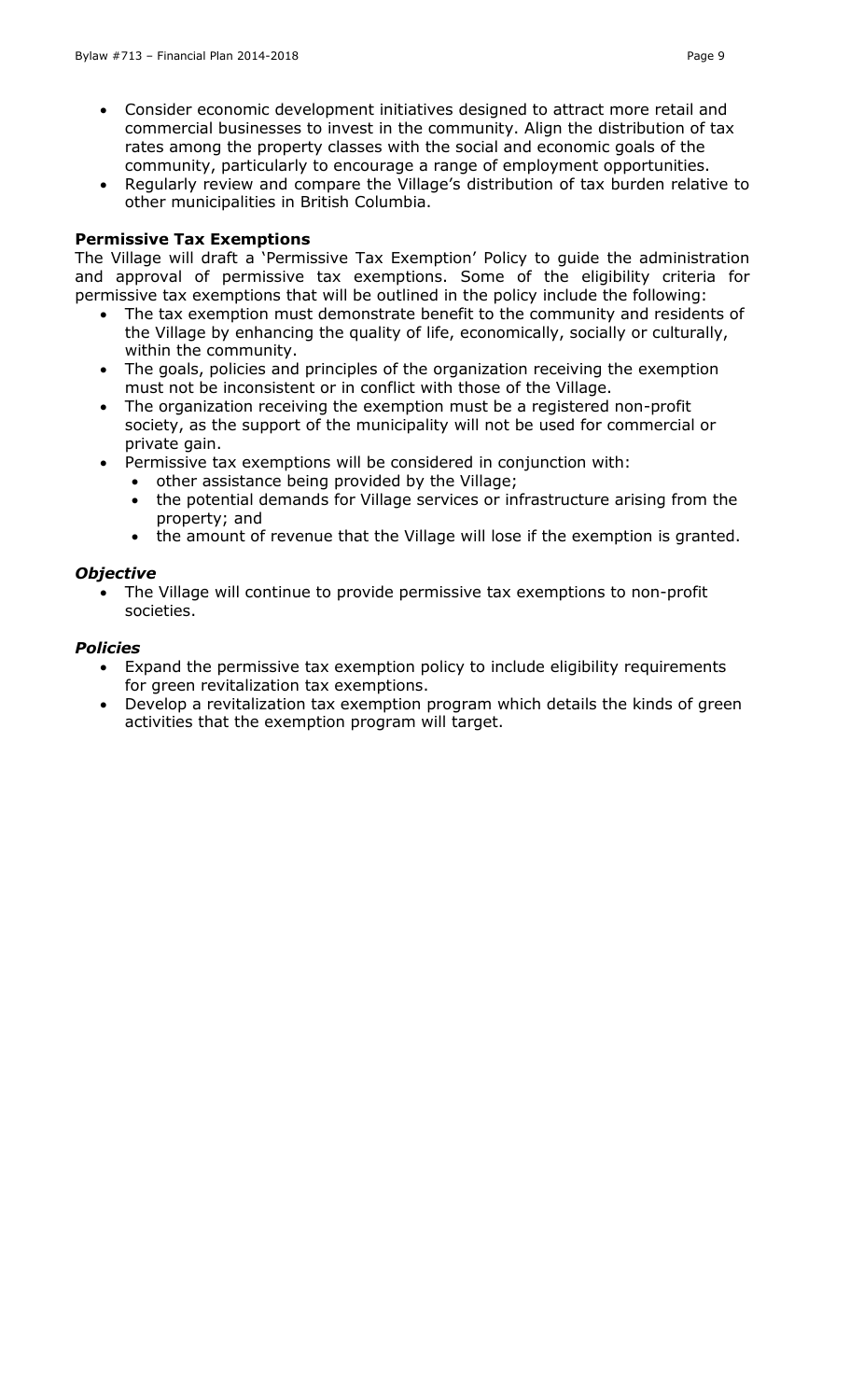- Consider economic development initiatives designed to attract more retail and commercial businesses to invest in the community. Align the distribution of tax rates among the property classes with the social and economic goals of the community, particularly to encourage a range of employment opportunities.
- Regularly review and compare the Village's distribution of tax burden relative to other municipalities in British Columbia.

**Permissive Tax Exemptions**

The Village will draft a 'Permissive Tax Exemption' Policy to guide the administration and approval of permissive tax exemptions. Some of the eligibility criteria for permissive tax exemptions that will be outlined in the policy include the following:

- The tax exemption must demonstrate benefit to the community and residents of the Village by enhancing the quality of life, economically, socially or culturally, within the community.
- The goals, policies and principles of the organization receiving the exemption must not be inconsistent or in conflict with those of the Village.
- The organization receiving the exemption must be a registered non-profit society, as the support of the municipality will not be used for commercial or private gain.
- Permissive tax exemptions will be considered in conjunction with:
    - other assistance being provided by the Village;
    - the potential demands for Village services or infrastructure arising from the property; and
    - the amount of revenue that the Village will lose if the exemption is granted.

***Objective***

- The Village will continue to provide permissive tax exemptions to non-profit societies.

***Policies***

- Expand the permissive tax exemption policy to include eligibility requirements for green revitalization tax exemptions.
- Develop a revitalization tax exemption program which details the kinds of green activities that the exemption program will target.